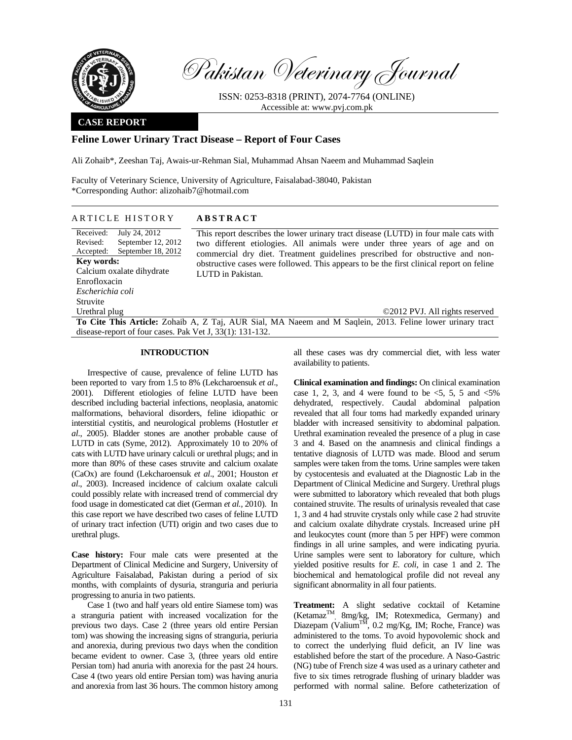**CASE REPORT**

# Feline Lower Urinary Tract Disease – Report of Four Cases

Ali Zohaib*, Zeeshan Taj, Awais-ur-Rehman Sial, Muhammad Ahsan Naeem and Muhammad Saqlein

Faculty of Veterinary Science, University of Agriculture, Faisalabad-38040, Pakistan
*Corresponding Author: alizohaib7@hotmail.com

## ARTICLE HISTORY

Received: July 24, 2012
Revised: September 12, 2012
Accepted: September 18, 2012

**Key words:**
Calcium oxalate dihydrate
Enrofloxacin
*Escherichia coli*
Struvite
Urethral plug

## ABSTRACT

This report describes the lower urinary tract disease (LUTD) in four male cats with two different etiologies. All animals were under three years of age and on commercial dry diet. Treatment guidelines prescribed for obstructive and non-obstructive cases were followed. This appears to be the first clinical report on feline LUTD in Pakistan.

©2012 PVJ. All rights reserved

**To Cite This Article:** Zohaib A, Z Taj, AUR Sial, MA Naeem and M Saqlein, 2013. Feline lower urinary tract disease-report of four cases. Pak Vet J, 33(1): 131-132.

## INTRODUCTION

Irrespective of cause, prevalence of feline LUTD has been reported to vary from 1.5 to 8% (Lekcharoensuk *et al*., 2001). Different etiologies of feline LUTD have been described including bacterial infections, neoplasia, anatomic malformations, behavioral disorders, feline idiopathic or interstitial cystitis, and neurological problems (Hostutler *et al*., 2005). Bladder stones are another probable cause of LUTD in cats (Syme, 2012). Approximately 10 to 20% of cats with LUTD have urinary calculi or urethral plugs; and in more than 80% of these cases struvite and calcium oxalate (CaOx) are found (Lekcharoensuk *et al*., 2001; Houston *et al*., 2003). Increased incidence of calcium oxalate calculi could possibly relate with increased trend of commercial dry food usage in domesticated cat diet (German *et al.,* 2010). In this case report we have described two cases of feline LUTD of urinary tract infection (UTI) origin and two cases due to urethral plugs.

**Case history:** Four male cats were presented at the Department of Clinical Medicine and Surgery, University of Agriculture Faisalabad, Pakistan during a period of six months, with complaints of dysuria, stranguria and periuria progressing to anuria in two patients.

Case 1 (two and half years old entire Siamese tom) was a stranguria patient with increased vocalization for the previous two days. Case 2 (three years old entire Persian tom) was showing the increasing signs of stranguria, periuria and anorexia, during previous two days when the condition became evident to owner. Case 3, (three years old entire Persian tom) had anuria with anorexia for the past 24 hours. Case 4 (two years old entire Persian tom) was having anuria and anorexia from last 36 hours. The common history among all these cases was dry commercial diet, with less water availability to patients.

**Clinical examination and findings:** On clinical examination case 1, 2, 3, and 4 were found to be <5, 5, 5 and <5% dehydrated, respectively. Caudal abdominal palpation revealed that all four toms had markedly expanded urinary bladder with increased sensitivity to abdominal palpation. Urethral examination revealed the presence of a plug in case 3 and 4. Based on the anamnesis and clinical findings a tentative diagnosis of LUTD was made. Blood and serum samples were taken from the toms. Urine samples were taken by cystocentesis and evaluated at the Diagnostic Lab in the Department of Clinical Medicine and Surgery. Urethral plugs were submitted to laboratory which revealed that both plugs contained struvite. The results of urinalysis revealed that case 1, 3 and 4 had struvite crystals only while case 2 had struvite and calcium oxalate dihydrate crystals. Increased urine pH and leukocytes count (more than 5 per HPF) were common findings in all urine samples, and were indicating pyuria. Urine samples were sent to laboratory for culture, which yielded positive results for *E. coli*, in case 1 and 2. The biochemical and hematological profile did not reveal any significant abnormality in all four patients.

**Treatment:** A slight sedative cocktail of Ketamine (Ketamaz™, 8mg/kg, IM; Rotexmedica, Germany) and Diazepam (Valium™, 0.2 mg/Kg, IM; Roche, France) was administered to the toms. To avoid hypovolemic shock and to correct the underlying fluid deficit, an IV line was established before the start of the procedure. A Naso-Gastric (NG) tube of French size 4 was used as a urinary catheter and five to six times retrograde flushing of urinary bladder was performed with normal saline. Before catheterization of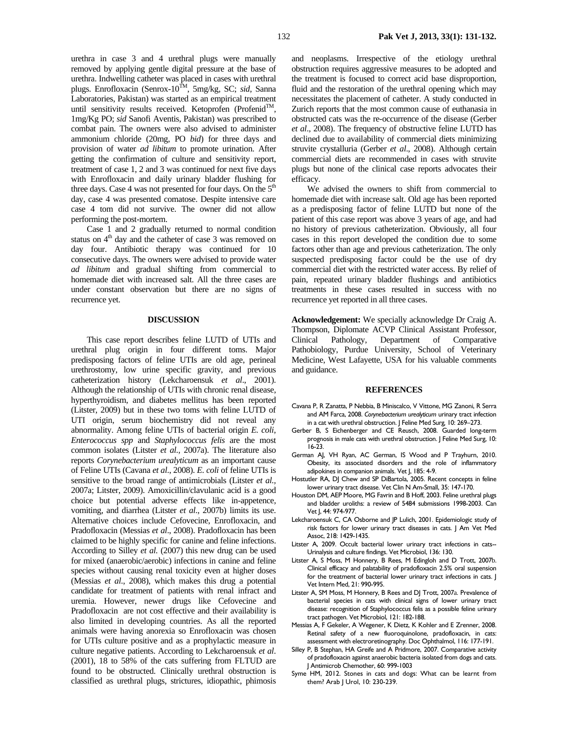urethra in case 3 and 4 urethral plugs were manually removed by applying gentle digital pressure at the base of urethra. Indwelling catheter was placed in cases with urethral plugs. Enrofloxacin (Senrox-10™, 5mg/kg, SC; *sid*, Sanna Laboratories, Pakistan) was started as an empirical treatment until sensitivity results received. Ketoprofen (Profenid™, 1mg/Kg PO; *sid* Sanofi Aventis, Pakistan) was prescribed to combat pain. The owners were also advised to administer ammonium chloride (20mg, PO *bid*) for three days and provision of water *ad libitum* to promote urination. After getting the confirmation of culture and sensitivity report, treatment of case 1, 2 and 3 was continued for next five days with Enrofloxacin and daily urinary bladder flushing for three days. Case 4 was not presented for four days. On the 5th day, case 4 was presented comatose. Despite intensive care case 4 tom did not survive. The owner did not allow performing the post-mortem.

Case 1 and 2 gradually returned to normal condition status on 4th day and the catheter of case 3 was removed on day four. Antibiotic therapy was continued for 10 consecutive days. The owners were advised to provide water *ad libitum* and gradual shifting from commercial to homemade diet with increased salt. All the three cases are under constant observation but there are no signs of recurrence yet.

## DISCUSSION

This case report describes feline LUTD of UTIs and urethral plug origin in four different toms. Major predisposing factors of feline UTIs are old age, perineal urethrostomy, low urine specific gravity, and previous catheterization history (Lekcharoensuk *et al*., 2001). Although the relationship of UTIs with chronic renal disease, hyperthyroidism, and diabetes mellitus has been reported (Litster, 2009) but in these two toms with feline LUTD of UTI origin, serum biochemistry did not reveal any abnormality. Among feline UTIs of bacterial origin *E. coli*, *Enterococcus spp* and *Staphylococcus felis* are the most common isolates (Litster *et al*., 2007a). The literature also reports *Corynebacterium urealyticum* as an important cause of Feline UTIs (Cavana *et al*., 2008). *E. coli* of feline UTIs is sensitive to the broad range of antimicrobials (Litster *et al*., 2007a; Litster, 2009). Amoxicillin/clavulanic acid is a good choice but potential adverse effects like in-appetence, vomiting, and diarrhea (Litster *et al*., 2007b) limits its use. Alternative choices include Cefovecine, Enrofloxacin, and Pradofloxacin (Messias *et al*., 2008). Pradofloxacin has been claimed to be highly specific for canine and feline infections. According to Silley *et al.* (2007) this new drug can be used for mixed (anaerobic/aerobic) infections in canine and feline species without causing renal toxicity even at higher doses (Messias *et al*., 2008), which makes this drug a potential candidate for treatment of patients with renal infract and uremia. However, newer drugs like Cefovecine and Pradofloxacin are not cost effective and their availability is also limited in developing countries. As all the reported animals were having anorexia so Enrofloxacin was chosen for UTIs culture positive and as a prophylactic measure in culture negative patients. According to Lekcharoensuk *et al*. (2001), 18 to 58% of the cats suffering from FLTUD are found to be obstructed. Clinically urethral obstruction is classified as urethral plugs, strictures, idiopathic, phimosis and neoplasms. Irrespective of the etiology urethral obstruction requires aggressive measures to be adopted and the treatment is focused to correct acid base disproportion, fluid and the restoration of the urethral opening which may necessitates the placement of catheter. A study conducted in Zurich reports that the most common cause of euthanasia in obstructed cats was the re-occurrence of the disease (Gerber *et al*., 2008). The frequency of obstructive feline LUTD has declined due to availability of commercial diets minimizing struvite crystalluria (Gerber *et al*., 2008). Although certain commercial diets are recommended in cases with struvite plugs but none of the clinical case reports advocates their efficacy.

We advised the owners to shift from commercial to homemade diet with increase salt. Old age has been reported as a predisposing factor of feline LUTD but none of the patient of this case report was above 3 years of age, and had no history of previous catheterization. Obviously, all four cases in this report developed the condition due to some factors other than age and previous catheterization. The only suspected predisposing factor could be the use of dry commercial diet with the restricted water access. By relief of pain, repeated urinary bladder flushings and antibiotics treatments in these cases resulted in success with no recurrence yet reported in all three cases.

**Acknowledgement:** We specially acknowledge Dr Craig A. Thompson, Diplomate ACVP Clinical Assistant Professor, Clinical Pathology, Department of Comparative Pathobiology, Purdue University, School of Veterinary Medicine, West Lafayette, USA for his valuable comments and guidance.

## REFERENCES

Cavana P, R Zanatta, P Nebbia, B Miniscalco, V Vittone, MG Zanoni, R Serra and AM Farca, 2008. *Corynebacterium urealyticum* urinary tract infection in a cat with urethral obstruction. J Feline Med Surg, 10: 269–273.

Gerber B, S Eichenberger and CE Reusch, 2008. Guarded long-term prognosis in male cats with urethral obstruction. J Feline Med Surg, 10: 16-23.

German AJ, VH Ryan, AC German, IS Wood and P Trayhurn, 2010. Obesity, its associated disorders and the role of inflammatory adipokines in companion animals. Vet J, 185: 4-9.

Hostutler RA, DJ Chew and SP DiBartola, 2005. Recent concepts in feline lower urinary tract disease. Vet Clin N Am-Small, 35: 147-170.

Houston DM, AEP Moore, MG Favrin and B Hoff, 2003. Feline urethral plugs and bladder uroliths: a review of 5484 submissions 1998-2003. Can Vet J, 44: 974-977.

Lekcharoensuk C, CA Osborne and JP Lulich, 2001. Epidemiologic study of risk factors for lower urinary tract diseases in cats. J Am Vet Med Assoc, 218: 1429-1435.

Litster A, 2009. Occult bacterial lower urinary tract infections in cats-- Urinalysis and culture findings. Vet Microbiol, 136: 130.

Litster A, S Moss, M Honnery, B Rees, M Edingloh and D Trott, 2007b. Clinical efficacy and palatability of pradofloxacin 2.5% oral suspension for the treatment of bacterial lower urinary tract infections in cats. J Vet Intern Med, 21: 990-995.

Litster A, SM Moss, M Honnery, B Rees and DJ Trott, 2007a. Prevalence of bacterial species in cats with clinical signs of lower urinary tract disease: recognition of Staphylococcus felis as a possible feline urinary tract pathogen. Vet Microbiol, 121: 182-188.

Messias A, F Gekeler, A Wegener, K Dietz, K Kohler and E Zrenner, 2008. Retinal safety of a new fluoroquinolone, pradofloxacin, in cats: assessment with electroretinography. Doc Ophthalmol, 116: 177-191.

Silley P, B Stephan, HA Greife and A Pridmore, 2007. Comparative activity of pradofloxacin against anaerobic bacteria isolated from dogs and cats. J Antimicrob Chemother, 60: 999-1003

Syme HM, 2012. Stones in cats and dogs: What can be learnt from them? Arab J Urol, 10: 230-239.